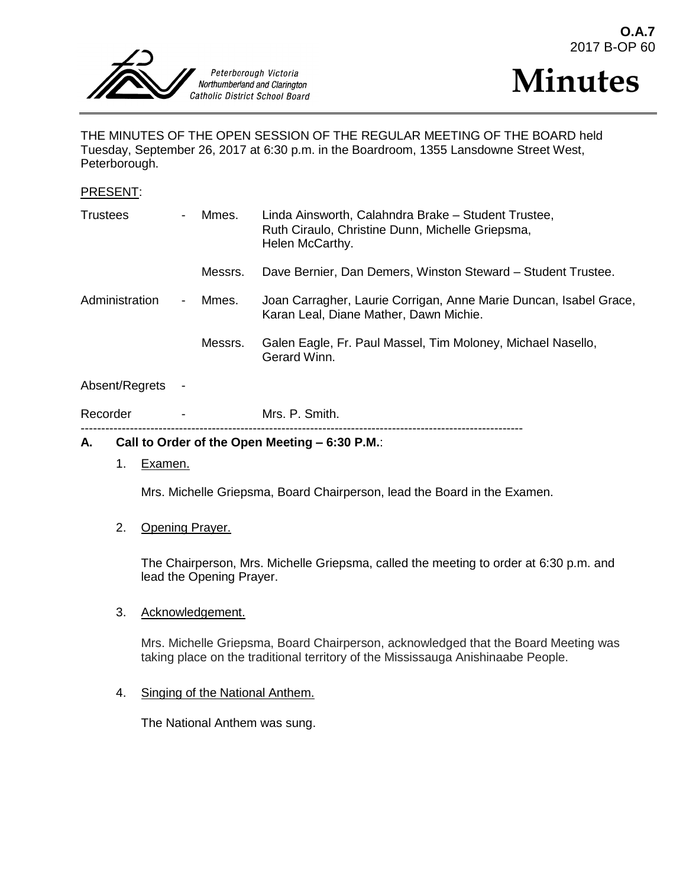O.A.7
2017 B-OP 60

Peterborough Victoria Northumberland and Clarington Catholic District School Board

# Minutes

THE MINUTES OF THE OPEN SESSION OF THE REGULAR MEETING OF THE BOARD held Tuesday, September 26, 2017 at 6:30 p.m. in the Boardroom, 1355 Lansdowne Street West, Peterborough.

PRESENT:

| | | | |
|---|---|---|---|
| Trustees | - | Mmes. | Linda Ainsworth, Calahndra Brake – Student Trustee, Ruth Ciraulo, Christine Dunn, Michelle Griepsma, Helen McCarthy. |
| | | Messrs. | Dave Bernier, Dan Demers, Winston Steward – Student Trustee. |
| Administration | - | Mmes. | Joan Carragher, Laurie Corrigan, Anne Marie Duncan, Isabel Grace, Karan Leal, Diane Mather, Dawn Michie. |
| | | Messrs. | Galen Eagle, Fr. Paul Massel, Tim Moloney, Michael Nasello, Gerard Winn. |
| Absent/Regrets | - | | |
| Recorder | - | | Mrs. P. Smith. |

---

## A. Call to Order of the Open Meeting – 6:30 P.M.:

1. Examen.

   Mrs. Michelle Griepsma, Board Chairperson, lead the Board in the Examen.

2. Opening Prayer.

   The Chairperson, Mrs. Michelle Griepsma, called the meeting to order at 6:30 p.m. and lead the Opening Prayer.

3. Acknowledgement.

   Mrs. Michelle Griepsma, Board Chairperson, acknowledged that the Board Meeting was taking place on the traditional territory of the Mississauga Anishinaabe People.

4. Singing of the National Anthem.

   The National Anthem was sung.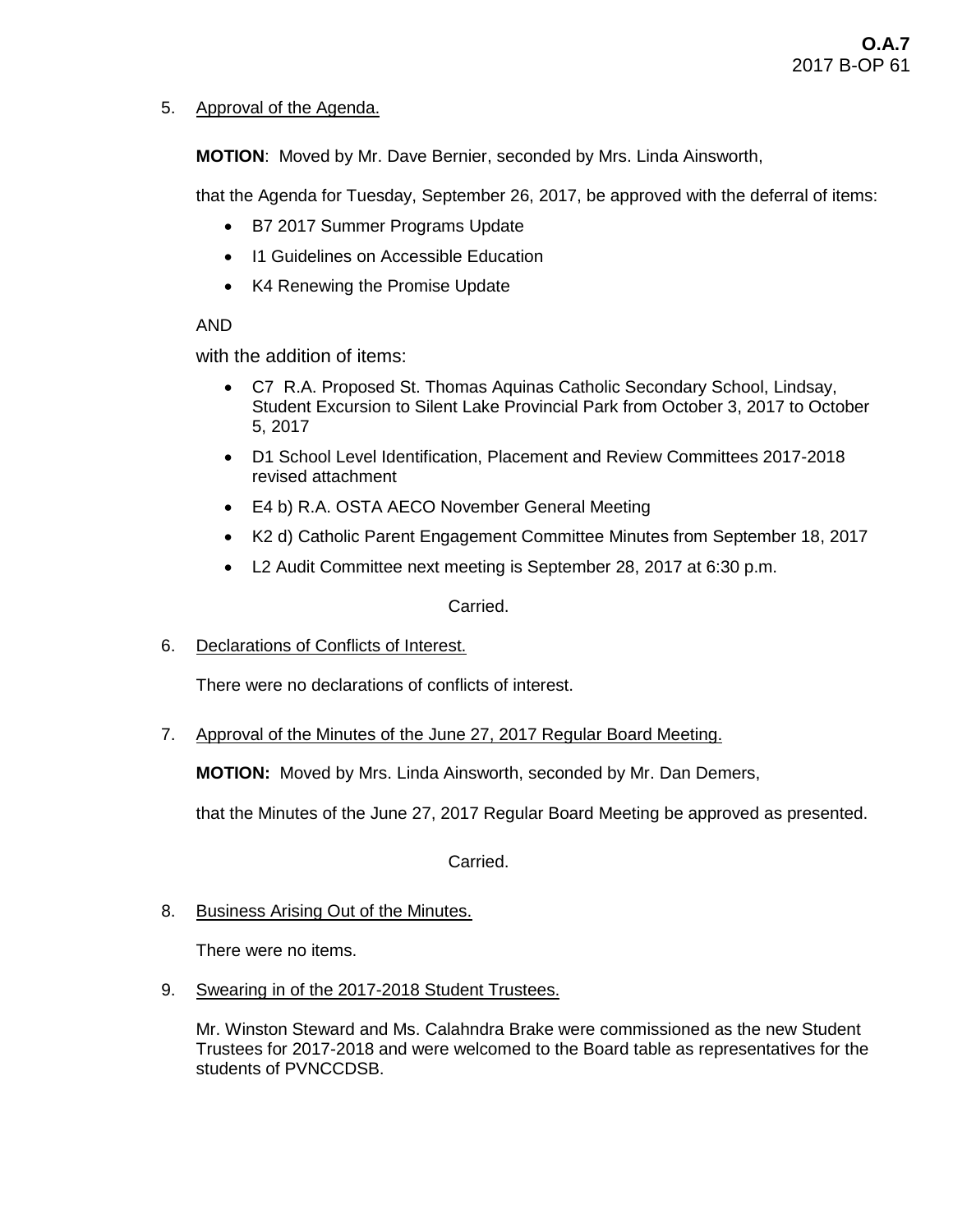5. Approval of the Agenda.

**MOTION**: Moved by Mr. Dave Bernier, seconded by Mrs. Linda Ainsworth,

that the Agenda for Tuesday, September 26, 2017, be approved with the deferral of items:

- B7 2017 Summer Programs Update
- I1 Guidelines on Accessible Education
- K4 Renewing the Promise Update

AND

with the addition of items:

- C7 R.A. Proposed St. Thomas Aquinas Catholic Secondary School, Lindsay, Student Excursion to Silent Lake Provincial Park from October 3, 2017 to October 5, 2017
- D1 School Level Identification, Placement and Review Committees 2017-2018 revised attachment
- E4 b) R.A. OSTA AECO November General Meeting
- K2 d) Catholic Parent Engagement Committee Minutes from September 18, 2017
- L2 Audit Committee next meeting is September 28, 2017 at 6:30 p.m.

Carried.

6. Declarations of Conflicts of Interest.

There were no declarations of conflicts of interest.

7. Approval of the Minutes of the June 27, 2017 Regular Board Meeting.

**MOTION:** Moved by Mrs. Linda Ainsworth, seconded by Mr. Dan Demers,

that the Minutes of the June 27, 2017 Regular Board Meeting be approved as presented.

Carried.

8. Business Arising Out of the Minutes.

There were no items.

9. Swearing in of the 2017-2018 Student Trustees.

Mr. Winston Steward and Ms. Calahndra Brake were commissioned as the new Student Trustees for 2017-2018 and were welcomed to the Board table as representatives for the students of PVNCCDSB.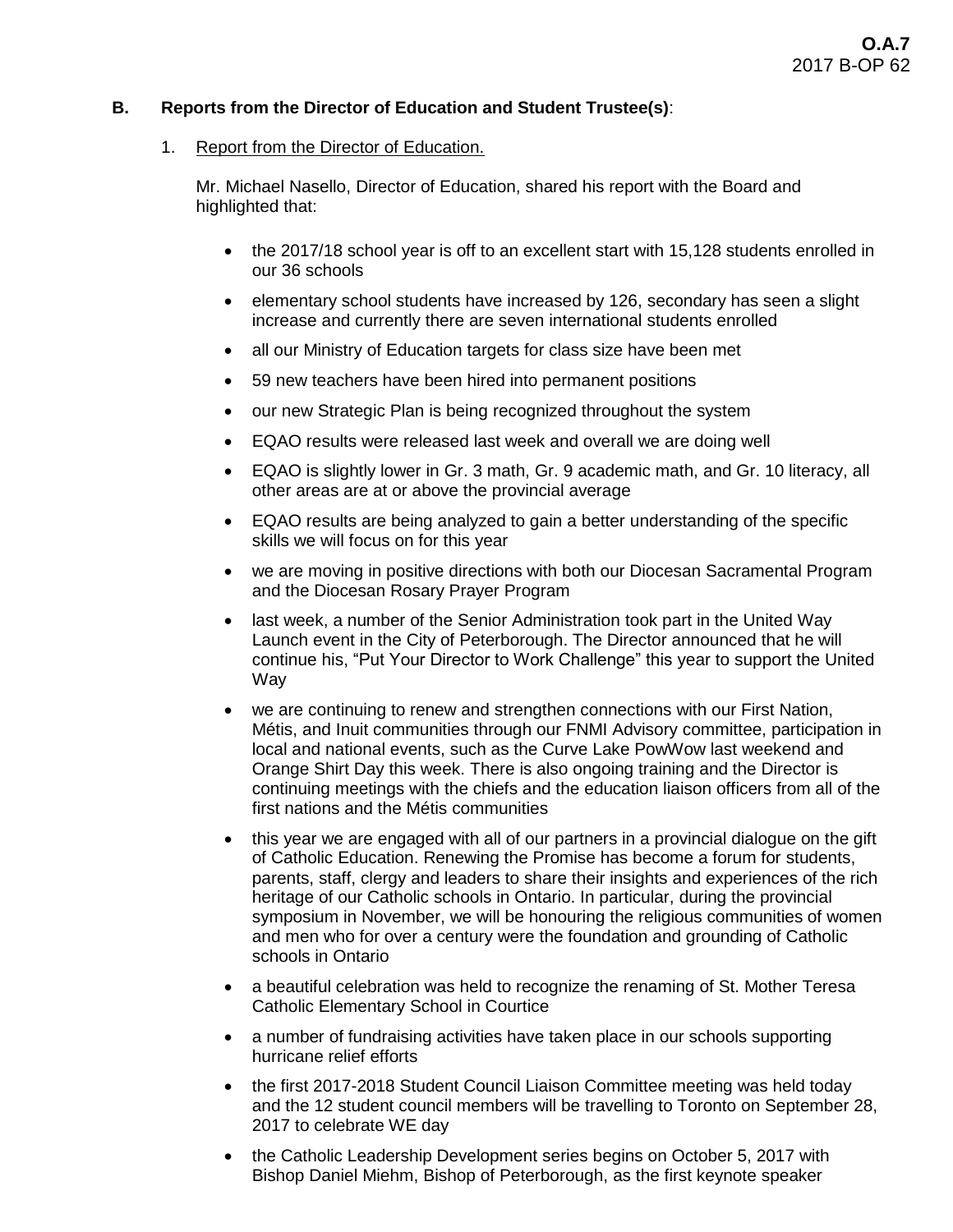### B. Reports from the Director of Education and Student Trustee(s):

1. Report from the Director of Education.

   Mr. Michael Nasello, Director of Education, shared his report with the Board and highlighted that:

   - the 2017/18 school year is off to an excellent start with 15,128 students enrolled in our 36 schools
   - elementary school students have increased by 126, secondary has seen a slight increase and currently there are seven international students enrolled
   - all our Ministry of Education targets for class size have been met
   - 59 new teachers have been hired into permanent positions
   - our new Strategic Plan is being recognized throughout the system
   - EQAO results were released last week and overall we are doing well
   - EQAO is slightly lower in Gr. 3 math, Gr. 9 academic math, and Gr. 10 literacy, all other areas are at or above the provincial average
   - EQAO results are being analyzed to gain a better understanding of the specific skills we will focus on for this year
   - we are moving in positive directions with both our Diocesan Sacramental Program and the Diocesan Rosary Prayer Program
   - last week, a number of the Senior Administration took part in the United Way Launch event in the City of Peterborough. The Director announced that he will continue his, "Put Your Director to Work Challenge" this year to support the United Way
   - we are continuing to renew and strengthen connections with our First Nation, Métis, and Inuit communities through our FNMI Advisory committee, participation in local and national events, such as the Curve Lake PowWow last weekend and Orange Shirt Day this week. There is also ongoing training and the Director is continuing meetings with the chiefs and the education liaison officers from all of the first nations and the Métis communities
   - this year we are engaged with all of our partners in a provincial dialogue on the gift of Catholic Education. Renewing the Promise has become a forum for students, parents, staff, clergy and leaders to share their insights and experiences of the rich heritage of our Catholic schools in Ontario. In particular, during the provincial symposium in November, we will be honouring the religious communities of women and men who for over a century were the foundation and grounding of Catholic schools in Ontario
   - a beautiful celebration was held to recognize the renaming of St. Mother Teresa Catholic Elementary School in Courtice
   - a number of fundraising activities have taken place in our schools supporting hurricane relief efforts
   - the first 2017-2018 Student Council Liaison Committee meeting was held today and the 12 student council members will be travelling to Toronto on September 28, 2017 to celebrate WE day
   - the Catholic Leadership Development series begins on October 5, 2017 with Bishop Daniel Miehm, Bishop of Peterborough, as the first keynote speaker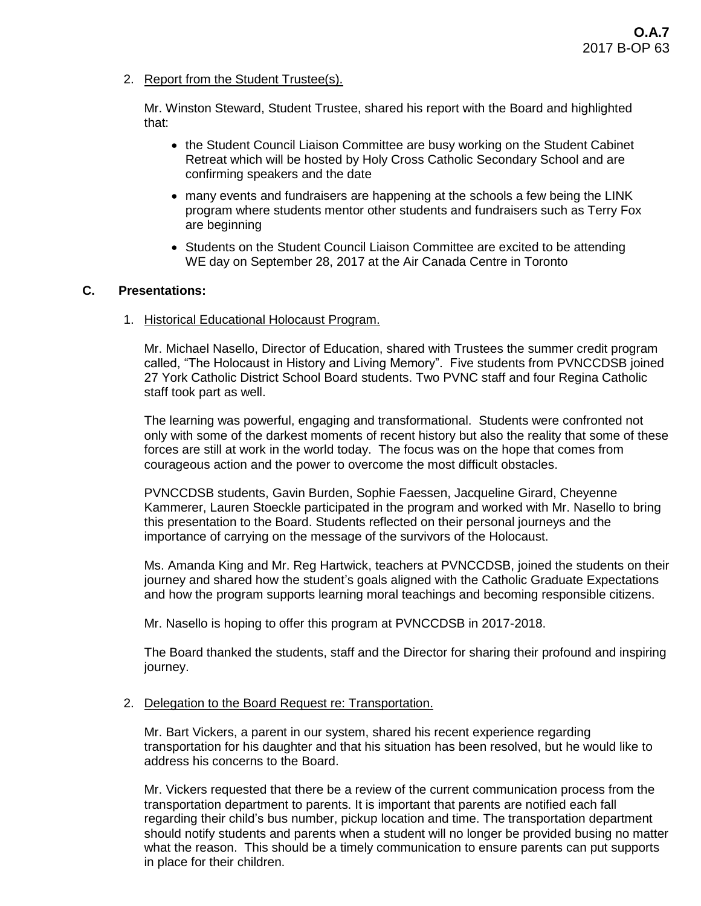2. Report from the Student Trustee(s).

   Mr. Winston Steward, Student Trustee, shared his report with the Board and highlighted that:

   - the Student Council Liaison Committee are busy working on the Student Cabinet Retreat which will be hosted by Holy Cross Catholic Secondary School and are confirming speakers and the date
   - many events and fundraisers are happening at the schools a few being the LINK program where students mentor other students and fundraisers such as Terry Fox are beginning
   - Students on the Student Council Liaison Committee are excited to be attending WE day on September 28, 2017 at the Air Canada Centre in Toronto

## C. Presentations:

1. Historical Educational Holocaust Program.

   Mr. Michael Nasello, Director of Education, shared with Trustees the summer credit program called, "The Holocaust in History and Living Memory". Five students from PVNCCDSB joined 27 York Catholic District School Board students. Two PVNC staff and four Regina Catholic staff took part as well.

   The learning was powerful, engaging and transformational. Students were confronted not only with some of the darkest moments of recent history but also the reality that some of these forces are still at work in the world today. The focus was on the hope that comes from courageous action and the power to overcome the most difficult obstacles.

   PVNCCDSB students, Gavin Burden, Sophie Faessen, Jacqueline Girard, Cheyenne Kammerer, Lauren Stoeckle participated in the program and worked with Mr. Nasello to bring this presentation to the Board. Students reflected on their personal journeys and the importance of carrying on the message of the survivors of the Holocaust.

   Ms. Amanda King and Mr. Reg Hartwick, teachers at PVNCCDSB, joined the students on their journey and shared how the student's goals aligned with the Catholic Graduate Expectations and how the program supports learning moral teachings and becoming responsible citizens.

   Mr. Nasello is hoping to offer this program at PVNCCDSB in 2017-2018.

   The Board thanked the students, staff and the Director for sharing their profound and inspiring journey.

2. Delegation to the Board Request re: Transportation.

   Mr. Bart Vickers, a parent in our system, shared his recent experience regarding transportation for his daughter and that his situation has been resolved, but he would like to address his concerns to the Board.

   Mr. Vickers requested that there be a review of the current communication process from the transportation department to parents. It is important that parents are notified each fall regarding their child's bus number, pickup location and time. The transportation department should notify students and parents when a student will no longer be provided busing no matter what the reason. This should be a timely communication to ensure parents can put supports in place for their children.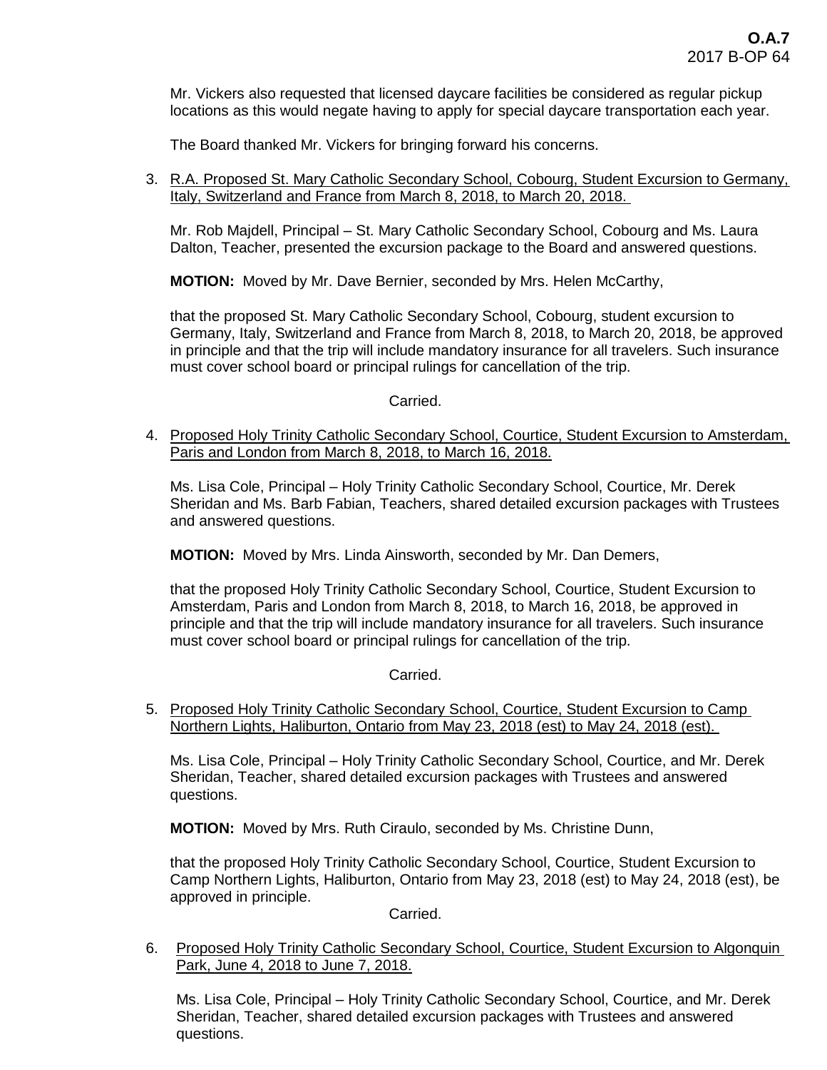Mr. Vickers also requested that licensed daycare facilities be considered as regular pickup locations as this would negate having to apply for special daycare transportation each year.

The Board thanked Mr. Vickers for bringing forward his concerns.

3. R.A. Proposed St. Mary Catholic Secondary School, Cobourg, Student Excursion to Germany, Italy, Switzerland and France from March 8, 2018, to March 20, 2018.

   Mr. Rob Majdell, Principal – St. Mary Catholic Secondary School, Cobourg and Ms. Laura Dalton, Teacher, presented the excursion package to the Board and answered questions.

   **MOTION:** Moved by Mr. Dave Bernier, seconded by Mrs. Helen McCarthy,

   that the proposed St. Mary Catholic Secondary School, Cobourg, student excursion to Germany, Italy, Switzerland and France from March 8, 2018, to March 20, 2018, be approved in principle and that the trip will include mandatory insurance for all travelers. Such insurance must cover school board or principal rulings for cancellation of the trip.

   Carried.

4. Proposed Holy Trinity Catholic Secondary School, Courtice, Student Excursion to Amsterdam, Paris and London from March 8, 2018, to March 16, 2018.

   Ms. Lisa Cole, Principal – Holy Trinity Catholic Secondary School, Courtice, Mr. Derek Sheridan and Ms. Barb Fabian, Teachers, shared detailed excursion packages with Trustees and answered questions.

   **MOTION:** Moved by Mrs. Linda Ainsworth, seconded by Mr. Dan Demers,

   that the proposed Holy Trinity Catholic Secondary School, Courtice, Student Excursion to Amsterdam, Paris and London from March 8, 2018, to March 16, 2018, be approved in principle and that the trip will include mandatory insurance for all travelers. Such insurance must cover school board or principal rulings for cancellation of the trip.

   Carried.

5. Proposed Holy Trinity Catholic Secondary School, Courtice, Student Excursion to Camp Northern Lights, Haliburton, Ontario from May 23, 2018 (est) to May 24, 2018 (est).

   Ms. Lisa Cole, Principal – Holy Trinity Catholic Secondary School, Courtice, and Mr. Derek Sheridan, Teacher, shared detailed excursion packages with Trustees and answered questions.

   **MOTION:** Moved by Mrs. Ruth Ciraulo, seconded by Ms. Christine Dunn,

   that the proposed Holy Trinity Catholic Secondary School, Courtice, Student Excursion to Camp Northern Lights, Haliburton, Ontario from May 23, 2018 (est) to May 24, 2018 (est), be approved in principle.

   Carried.

6. Proposed Holy Trinity Catholic Secondary School, Courtice, Student Excursion to Algonquin Park, June 4, 2018 to June 7, 2018.

   Ms. Lisa Cole, Principal – Holy Trinity Catholic Secondary School, Courtice, and Mr. Derek Sheridan, Teacher, shared detailed excursion packages with Trustees and answered questions.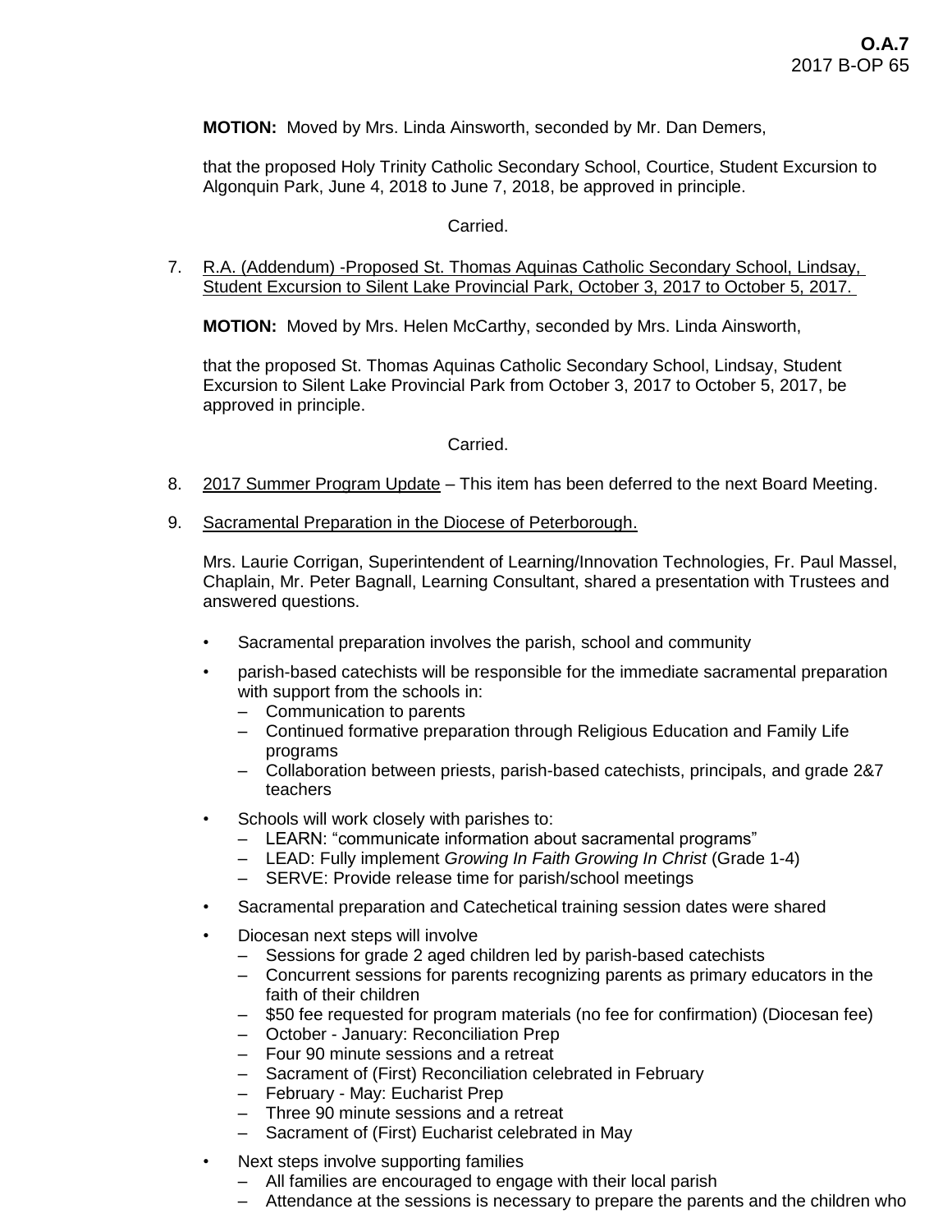**MOTION:** Moved by Mrs. Linda Ainsworth, seconded by Mr. Dan Demers,

that the proposed Holy Trinity Catholic Secondary School, Courtice, Student Excursion to Algonquin Park, June 4, 2018 to June 7, 2018, be approved in principle.

Carried.

7. R.A. (Addendum) -Proposed St. Thomas Aquinas Catholic Secondary School, Lindsay, Student Excursion to Silent Lake Provincial Park, October 3, 2017 to October 5, 2017.

   **MOTION:** Moved by Mrs. Helen McCarthy, seconded by Mrs. Linda Ainsworth,

   that the proposed St. Thomas Aquinas Catholic Secondary School, Lindsay, Student Excursion to Silent Lake Provincial Park from October 3, 2017 to October 5, 2017, be approved in principle.

   Carried.

8. 2017 Summer Program Update – This item has been deferred to the next Board Meeting.

9. Sacramental Preparation in the Diocese of Peterborough.

   Mrs. Laurie Corrigan, Superintendent of Learning/Innovation Technologies, Fr. Paul Massel, Chaplain, Mr. Peter Bagnall, Learning Consultant, shared a presentation with Trustees and answered questions.

   - Sacramental preparation involves the parish, school and community
   - parish-based catechists will be responsible for the immediate sacramental preparation with support from the schools in:
     - Communication to parents
     - Continued formative preparation through Religious Education and Family Life programs
     - Collaboration between priests, parish-based catechists, principals, and grade 2&7 teachers
   - Schools will work closely with parishes to:
     - LEARN: "communicate information about sacramental programs"
     - LEAD: Fully implement *Growing In Faith Growing In Christ* (Grade 1-4)
     - SERVE: Provide release time for parish/school meetings
   - Sacramental preparation and Catechetical training session dates were shared
   - Diocesan next steps will involve
     - Sessions for grade 2 aged children led by parish-based catechists
     - Concurrent sessions for parents recognizing parents as primary educators in the faith of their children
     - $50 fee requested for program materials (no fee for confirmation) (Diocesan fee)
     - October - January: Reconciliation Prep
     - Four 90 minute sessions and a retreat
     - Sacrament of (First) Reconciliation celebrated in February
     - February - May: Eucharist Prep
     - Three 90 minute sessions and a retreat
     - Sacrament of (First) Eucharist celebrated in May
   - Next steps involve supporting families
     - All families are encouraged to engage with their local parish
     - Attendance at the sessions is necessary to prepare the parents and the children who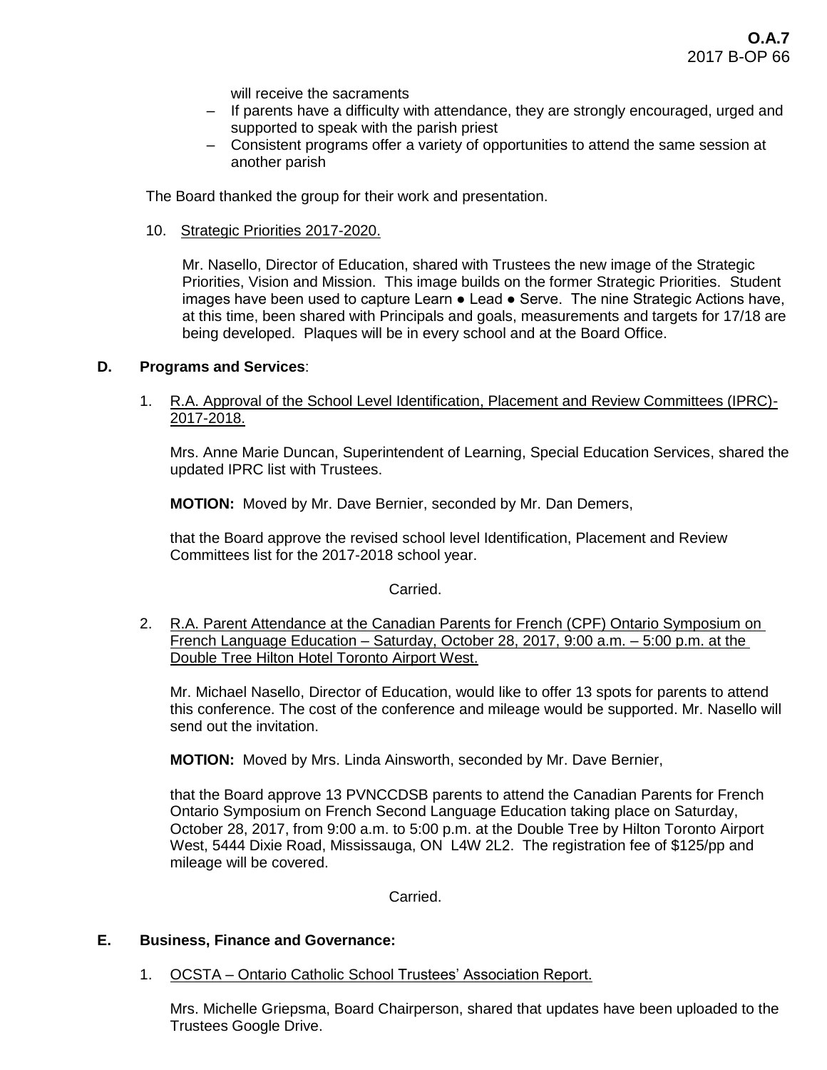will receive the sacraments

– If parents have a difficulty with attendance, they are strongly encouraged, urged and supported to speak with the parish priest
– Consistent programs offer a variety of opportunities to attend the same session at another parish

The Board thanked the group for their work and presentation.

10. Strategic Priorities 2017-2020.

Mr. Nasello, Director of Education, shared with Trustees the new image of the Strategic Priorities, Vision and Mission. This image builds on the former Strategic Priorities. Student images have been used to capture Learn ● Lead ● Serve. The nine Strategic Actions have, at this time, been shared with Principals and goals, measurements and targets for 17/18 are being developed. Plaques will be in every school and at the Board Office.

## D. Programs and Services:

1. R.A. Approval of the School Level Identification, Placement and Review Committees (IPRC)-2017-2018.

Mrs. Anne Marie Duncan, Superintendent of Learning, Special Education Services, shared the updated IPRC list with Trustees.

**MOTION:** Moved by Mr. Dave Bernier, seconded by Mr. Dan Demers,

that the Board approve the revised school level Identification, Placement and Review Committees list for the 2017-2018 school year.

Carried.

2. R.A. Parent Attendance at the Canadian Parents for French (CPF) Ontario Symposium on French Language Education – Saturday, October 28, 2017, 9:00 a.m. – 5:00 p.m. at the Double Tree Hilton Hotel Toronto Airport West.

Mr. Michael Nasello, Director of Education, would like to offer 13 spots for parents to attend this conference. The cost of the conference and mileage would be supported. Mr. Nasello will send out the invitation.

**MOTION:** Moved by Mrs. Linda Ainsworth, seconded by Mr. Dave Bernier,

that the Board approve 13 PVNCCDSB parents to attend the Canadian Parents for French Ontario Symposium on French Second Language Education taking place on Saturday, October 28, 2017, from 9:00 a.m. to 5:00 p.m. at the Double Tree by Hilton Toronto Airport West, 5444 Dixie Road, Mississauga, ON L4W 2L2. The registration fee of $125/pp and mileage will be covered.

Carried.

## E. Business, Finance and Governance:

1. OCSTA – Ontario Catholic School Trustees' Association Report.

Mrs. Michelle Griepsma, Board Chairperson, shared that updates have been uploaded to the Trustees Google Drive.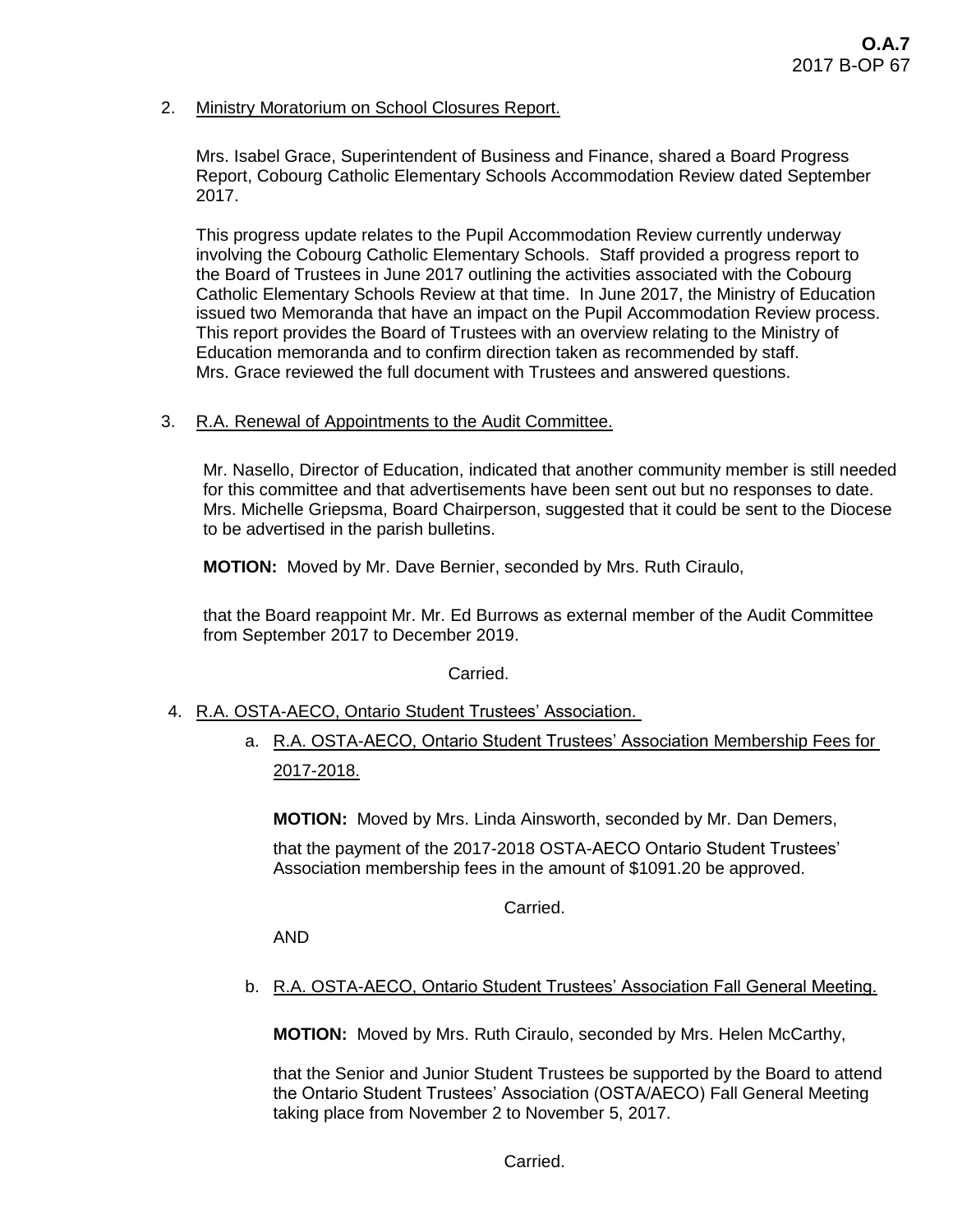2. Ministry Moratorium on School Closures Report.

   Mrs. Isabel Grace, Superintendent of Business and Finance, shared a Board Progress Report, Cobourg Catholic Elementary Schools Accommodation Review dated September 2017.

   This progress update relates to the Pupil Accommodation Review currently underway involving the Cobourg Catholic Elementary Schools. Staff provided a progress report to the Board of Trustees in June 2017 outlining the activities associated with the Cobourg Catholic Elementary Schools Review at that time. In June 2017, the Ministry of Education issued two Memoranda that have an impact on the Pupil Accommodation Review process. This report provides the Board of Trustees with an overview relating to the Ministry of Education memoranda and to confirm direction taken as recommended by staff. Mrs. Grace reviewed the full document with Trustees and answered questions.

3. R.A. Renewal of Appointments to the Audit Committee.

   Mr. Nasello, Director of Education, indicated that another community member is still needed for this committee and that advertisements have been sent out but no responses to date. Mrs. Michelle Griepsma, Board Chairperson, suggested that it could be sent to the Diocese to be advertised in the parish bulletins.

   **MOTION:** Moved by Mr. Dave Bernier, seconded by Mrs. Ruth Ciraulo,

   that the Board reappoint Mr. Mr. Ed Burrows as external member of the Audit Committee from September 2017 to December 2019.

   Carried.

4. R.A. OSTA-AECO, Ontario Student Trustees' Association.

   a. R.A. OSTA-AECO, Ontario Student Trustees' Association Membership Fees for 2017-2018.

      **MOTION:** Moved by Mrs. Linda Ainsworth, seconded by Mr. Dan Demers,

      that the payment of the 2017-2018 OSTA-AECO Ontario Student Trustees' Association membership fees in the amount of $1091.20 be approved.

      Carried.

      AND

   b. R.A. OSTA-AECO, Ontario Student Trustees' Association Fall General Meeting.

      **MOTION:** Moved by Mrs. Ruth Ciraulo, seconded by Mrs. Helen McCarthy,

      that the Senior and Junior Student Trustees be supported by the Board to attend the Ontario Student Trustees' Association (OSTA/AECO) Fall General Meeting taking place from November 2 to November 5, 2017.

      Carried.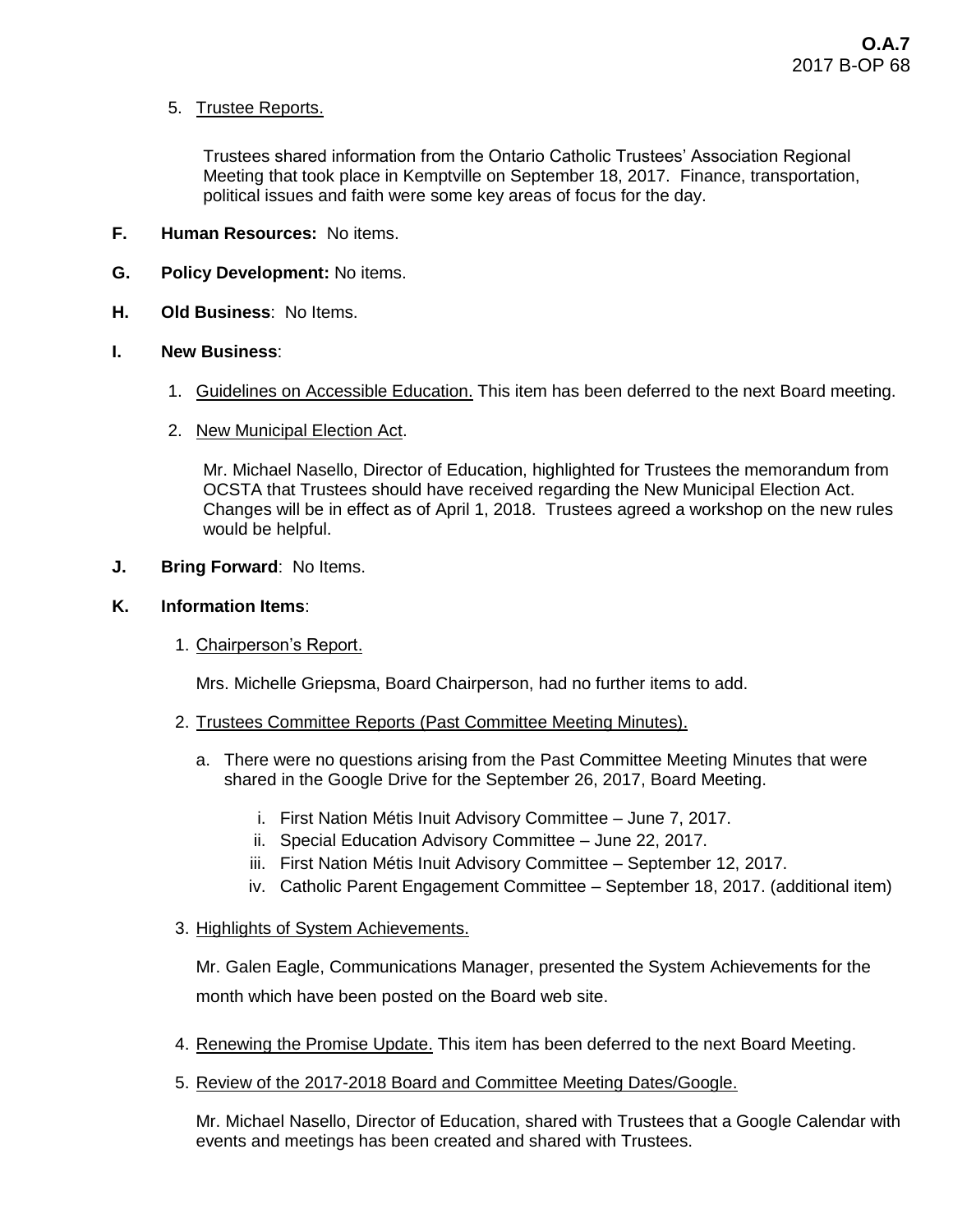5. Trustee Reports.

   Trustees shared information from the Ontario Catholic Trustees' Association Regional Meeting that took place in Kemptville on September 18, 2017. Finance, transportation, political issues and faith were some key areas of focus for the day.

**F. Human Resources:** No items.

**G. Policy Development:** No items.

**H. Old Business**: No Items.

**I. New Business**:

1. Guidelines on Accessible Education. This item has been deferred to the next Board meeting.

2. New Municipal Election Act.

   Mr. Michael Nasello, Director of Education, highlighted for Trustees the memorandum from OCSTA that Trustees should have received regarding the New Municipal Election Act. Changes will be in effect as of April 1, 2018. Trustees agreed a workshop on the new rules would be helpful.

**J. Bring Forward**: No Items.

**K. Information Items**:

1. Chairperson's Report.

   Mrs. Michelle Griepsma, Board Chairperson, had no further items to add.

2. Trustees Committee Reports (Past Committee Meeting Minutes).

   a. There were no questions arising from the Past Committee Meeting Minutes that were shared in the Google Drive for the September 26, 2017, Board Meeting.

      i. First Nation Métis Inuit Advisory Committee – June 7, 2017.
      ii. Special Education Advisory Committee – June 22, 2017.
      iii. First Nation Métis Inuit Advisory Committee – September 12, 2017.
      iv. Catholic Parent Engagement Committee – September 18, 2017. (additional item)

3. Highlights of System Achievements.

   Mr. Galen Eagle, Communications Manager, presented the System Achievements for the month which have been posted on the Board web site.

4. Renewing the Promise Update. This item has been deferred to the next Board Meeting.

5. Review of the 2017-2018 Board and Committee Meeting Dates/Google.

   Mr. Michael Nasello, Director of Education, shared with Trustees that a Google Calendar with events and meetings has been created and shared with Trustees.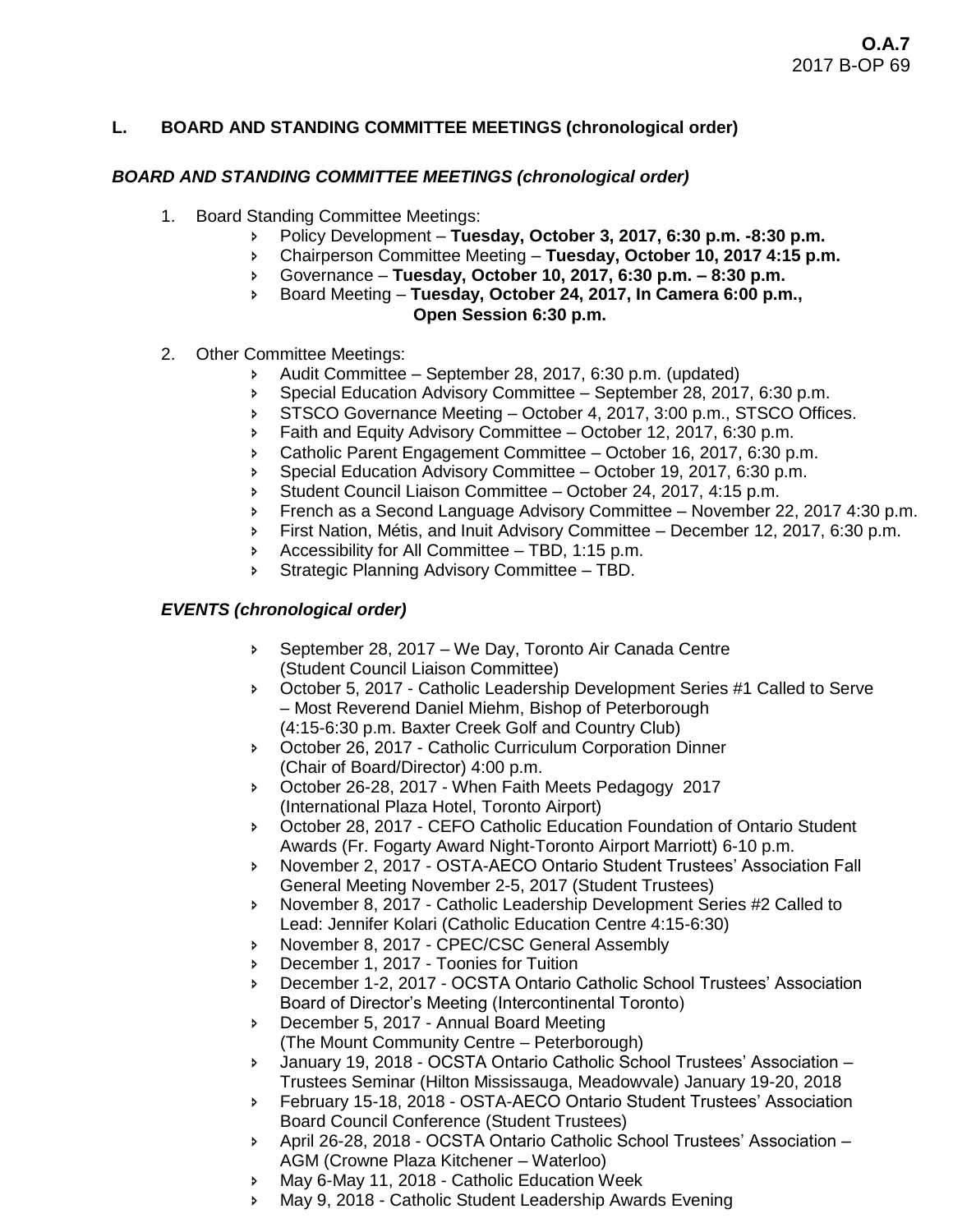**O.A.7**
2017 B-OP 69

## L. BOARD AND STANDING COMMITTEE MEETINGS (chronological order)

### *BOARD AND STANDING COMMITTEE MEETINGS (chronological order)*

1. Board Standing Committee Meetings:
   - Policy Development – **Tuesday, October 3, 2017, 6:30 p.m. -8:30 p.m.**
   - Chairperson Committee Meeting – **Tuesday, October 10, 2017 4:15 p.m.**
   - Governance – **Tuesday, October 10, 2017, 6:30 p.m. – 8:30 p.m.**
   - Board Meeting – **Tuesday, October 24, 2017, In Camera 6:00 p.m., Open Session 6:30 p.m.**

2. Other Committee Meetings:
   - Audit Committee – September 28, 2017, 6:30 p.m. (updated)
   - Special Education Advisory Committee – September 28, 2017, 6:30 p.m.
   - STSCO Governance Meeting – October 4, 2017, 3:00 p.m., STSCO Offices.
   - Faith and Equity Advisory Committee – October 12, 2017, 6:30 p.m.
   - Catholic Parent Engagement Committee – October 16, 2017, 6:30 p.m.
   - Special Education Advisory Committee – October 19, 2017, 6:30 p.m.
   - Student Council Liaison Committee – October 24, 2017, 4:15 p.m.
   - French as a Second Language Advisory Committee – November 22, 2017 4:30 p.m.
   - First Nation, Métis, and Inuit Advisory Committee – December 12, 2017, 6:30 p.m.
   - Accessibility for All Committee – TBD, 1:15 p.m.
   - Strategic Planning Advisory Committee – TBD.

### *EVENTS (chronological order)*

- September 28, 2017 – We Day, Toronto Air Canada Centre (Student Council Liaison Committee)
- October 5, 2017 - Catholic Leadership Development Series #1 Called to Serve – Most Reverend Daniel Miehm, Bishop of Peterborough (4:15-6:30 p.m. Baxter Creek Golf and Country Club)
- October 26, 2017 - Catholic Curriculum Corporation Dinner (Chair of Board/Director) 4:00 p.m.
- October 26-28, 2017 - When Faith Meets Pedagogy 2017 (International Plaza Hotel, Toronto Airport)
- October 28, 2017 - CEFO Catholic Education Foundation of Ontario Student Awards (Fr. Fogarty Award Night-Toronto Airport Marriott) 6-10 p.m.
- November 2, 2017 - OSTA-AECO Ontario Student Trustees' Association Fall General Meeting November 2-5, 2017 (Student Trustees)
- November 8, 2017 - Catholic Leadership Development Series #2 Called to Lead: Jennifer Kolari (Catholic Education Centre 4:15-6:30)
- November 8, 2017 - CPEC/CSC General Assembly
- December 1, 2017 - Toonies for Tuition
- December 1-2, 2017 - OCSTA Ontario Catholic School Trustees' Association Board of Director's Meeting (Intercontinental Toronto)
- December 5, 2017 - Annual Board Meeting (The Mount Community Centre – Peterborough)
- January 19, 2018 - OCSTA Ontario Catholic School Trustees' Association – Trustees Seminar (Hilton Mississauga, Meadowvale) January 19-20, 2018
- February 15-18, 2018 - OSTA-AECO Ontario Student Trustees' Association Board Council Conference (Student Trustees)
- April 26-28, 2018 - OCSTA Ontario Catholic School Trustees' Association – AGM (Crowne Plaza Kitchener – Waterloo)
- May 6-May 11, 2018 - Catholic Education Week
- May 9, 2018 - Catholic Student Leadership Awards Evening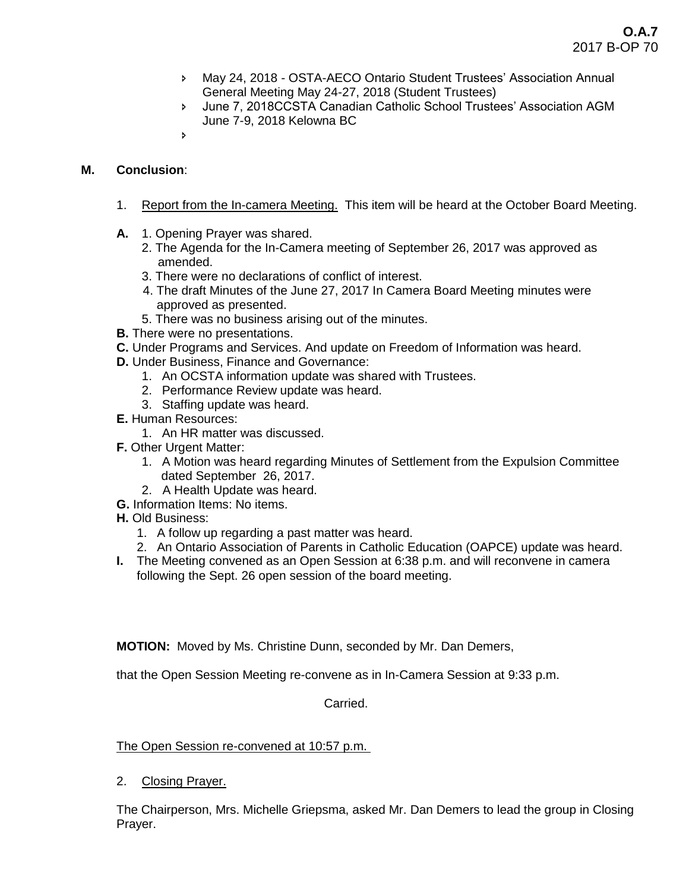- May 24, 2018 - OSTA-AECO Ontario Student Trustees' Association Annual General Meeting May 24-27, 2018 (Student Trustees)
- June 7, 2018CCSTA Canadian Catholic School Trustees' Association AGM June 7-9, 2018 Kelowna BC
- 

**M. Conclusion**:

1. Report from the In-camera Meeting. This item will be heard at the October Board Meeting.

**A.** 1. Opening Prayer was shared.
2. The Agenda for the In-Camera meeting of September 26, 2017 was approved as amended.
3. There were no declarations of conflict of interest.
4. The draft Minutes of the June 27, 2017 In Camera Board Meeting minutes were approved as presented.
5. There was no business arising out of the minutes.

**B.** There were no presentations.

**C.** Under Programs and Services. And update on Freedom of Information was heard.

**D.** Under Business, Finance and Governance:
1. An OCSTA information update was shared with Trustees.
2. Performance Review update was heard.
3. Staffing update was heard.

**E.** Human Resources:
1. An HR matter was discussed.

**F.** Other Urgent Matter:
1. A Motion was heard regarding Minutes of Settlement from the Expulsion Committee dated September 26, 2017.
2. A Health Update was heard.

**G.** Information Items: No items.

**H.** Old Business:
1. A follow up regarding a past matter was heard.
2. An Ontario Association of Parents in Catholic Education (OAPCE) update was heard.

**I.** The Meeting convened as an Open Session at 6:38 p.m. and will reconvene in camera following the Sept. 26 open session of the board meeting.

**MOTION:** Moved by Ms. Christine Dunn, seconded by Mr. Dan Demers,

that the Open Session Meeting re-convene as in In-Camera Session at 9:33 p.m.

Carried.

The Open Session re-convened at 10:57 p.m.

2. Closing Prayer.

The Chairperson, Mrs. Michelle Griepsma, asked Mr. Dan Demers to lead the group in Closing Prayer.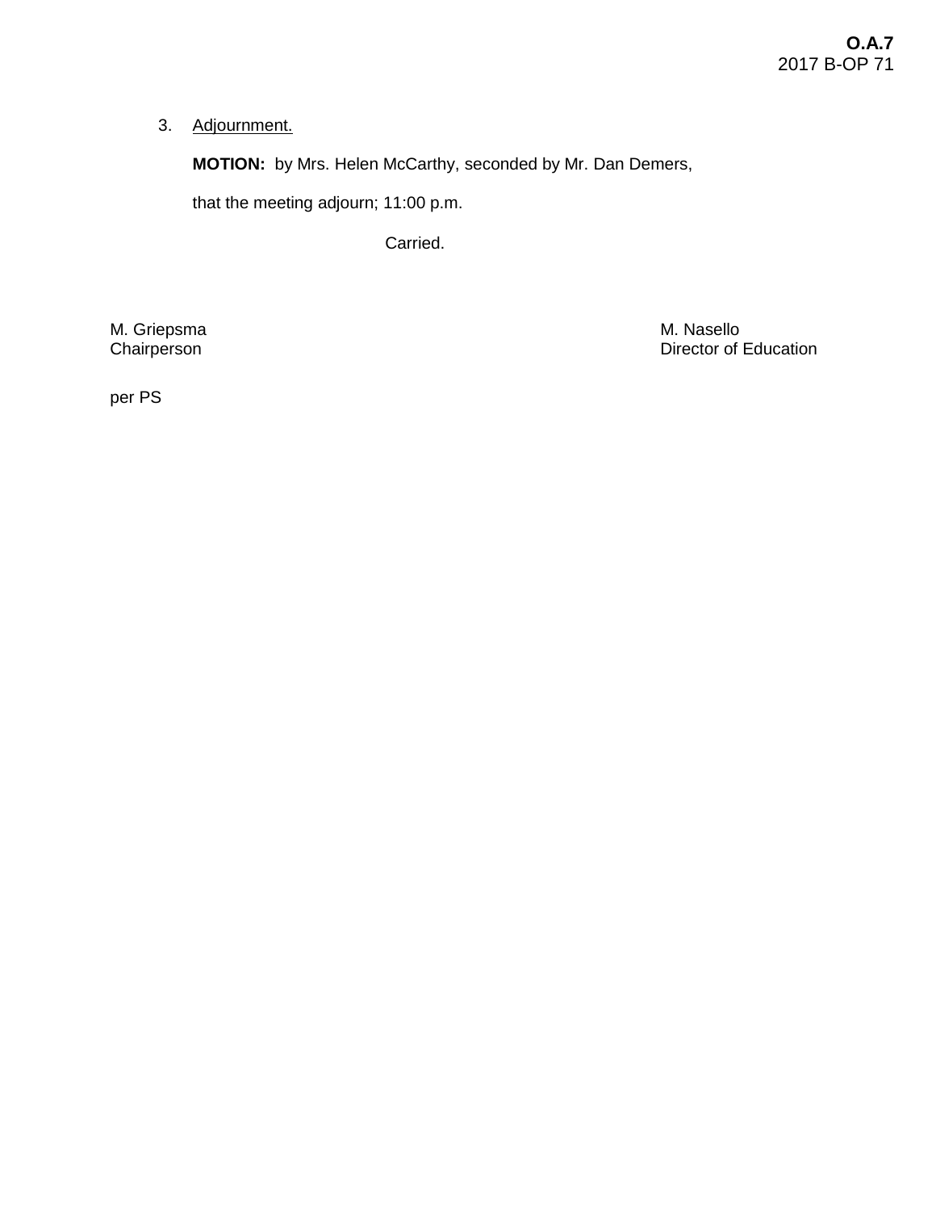3. Adjournment.

**MOTION:** by Mrs. Helen McCarthy, seconded by Mr. Dan Demers,

that the meeting adjourn; 11:00 p.m.

Carried.

M. Griepsma
Chairperson

M. Nasello
Director of Education

per PS